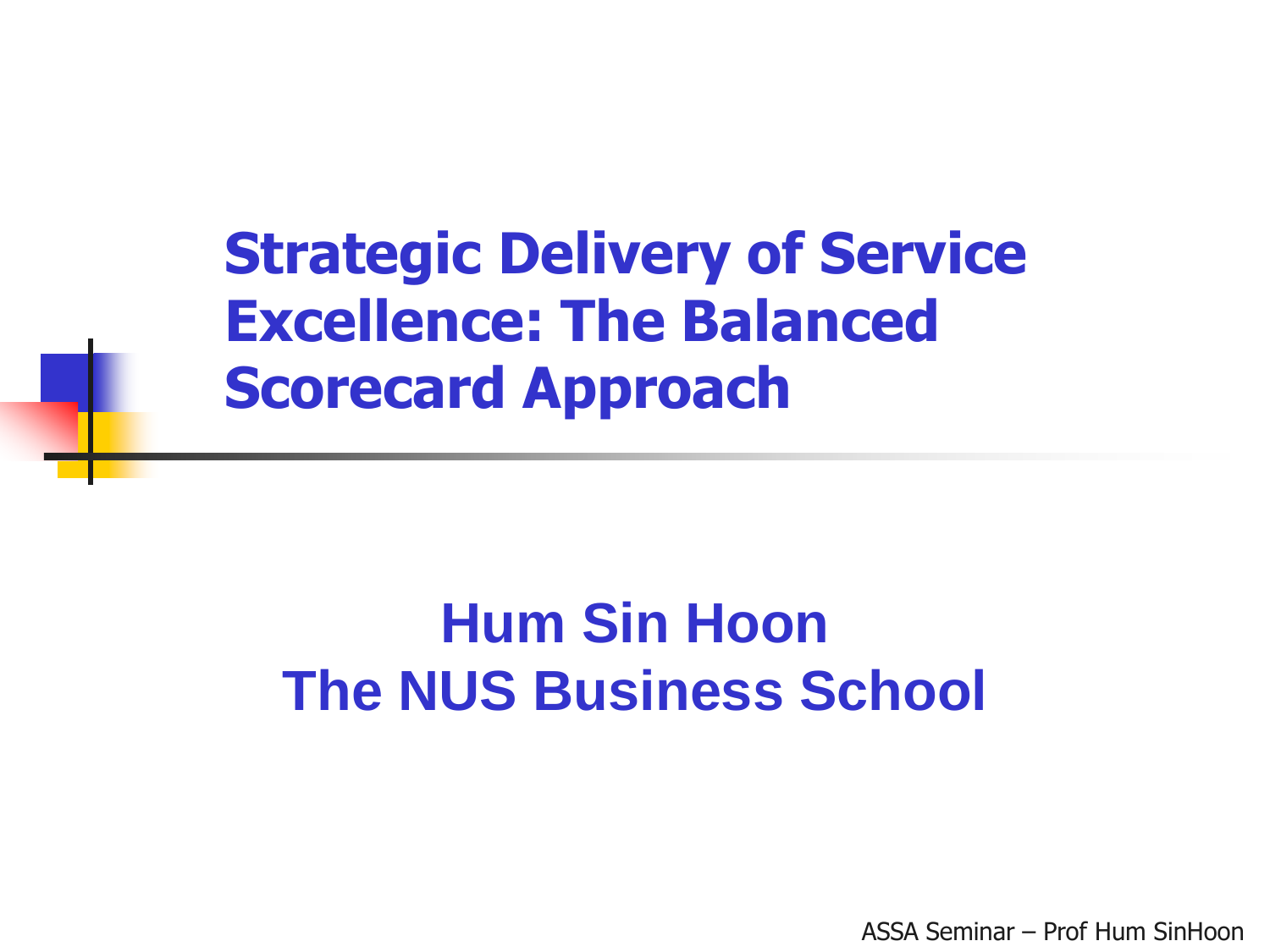# Strategic Delivery of Service Excellence: The Balanced Scorecard Approach

**Hum Sin Hoon**
**The NUS Business School**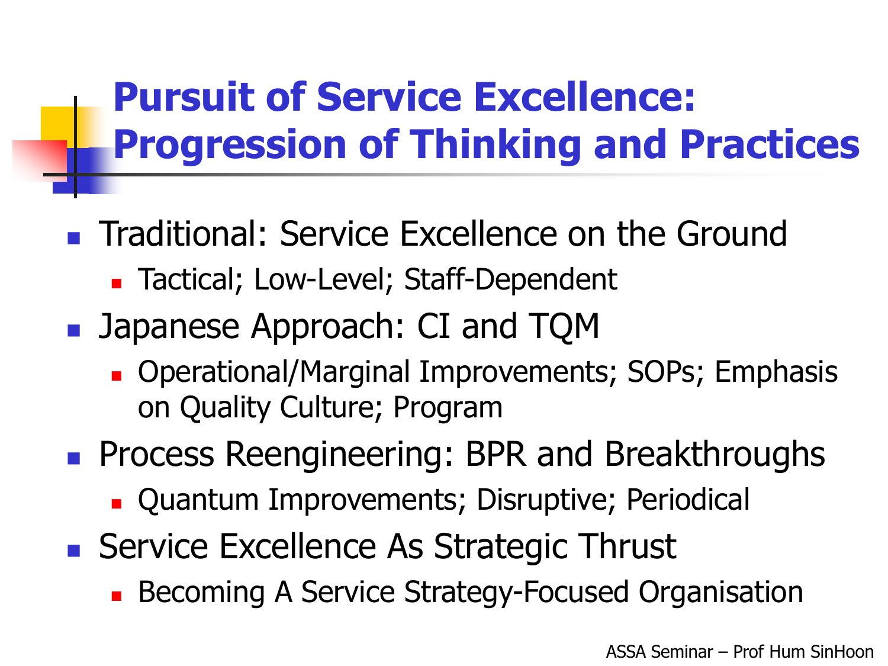# Pursuit of Service Excellence: Progression of Thinking and Practices

- Traditional: Service Excellence on the Ground
  - Tactical; Low-Level; Staff-Dependent
- Japanese Approach: CI and TQM
  - Operational/Marginal Improvements; SOPs; Emphasis on Quality Culture; Program
- Process Reengineering: BPR and Breakthroughs
  - Quantum Improvements; Disruptive; Periodical
- Service Excellence As Strategic Thrust
  - Becoming A Service Strategy-Focused Organisation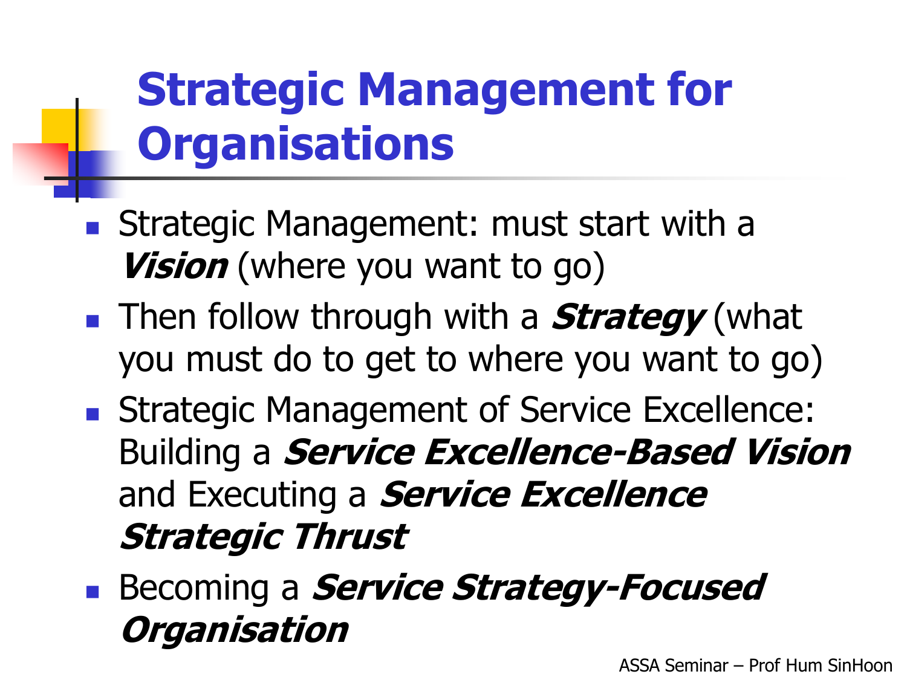# Strategic Management for Organisations

- Strategic Management: must start with a ***Vision*** (where you want to go)
- Then follow through with a ***Strategy*** (what you must do to get to where you want to go)
- Strategic Management of Service Excellence: Building a ***Service Excellence-Based Vision*** and Executing a ***Service Excellence Strategic Thrust***
- Becoming a ***Service Strategy-Focused Organisation***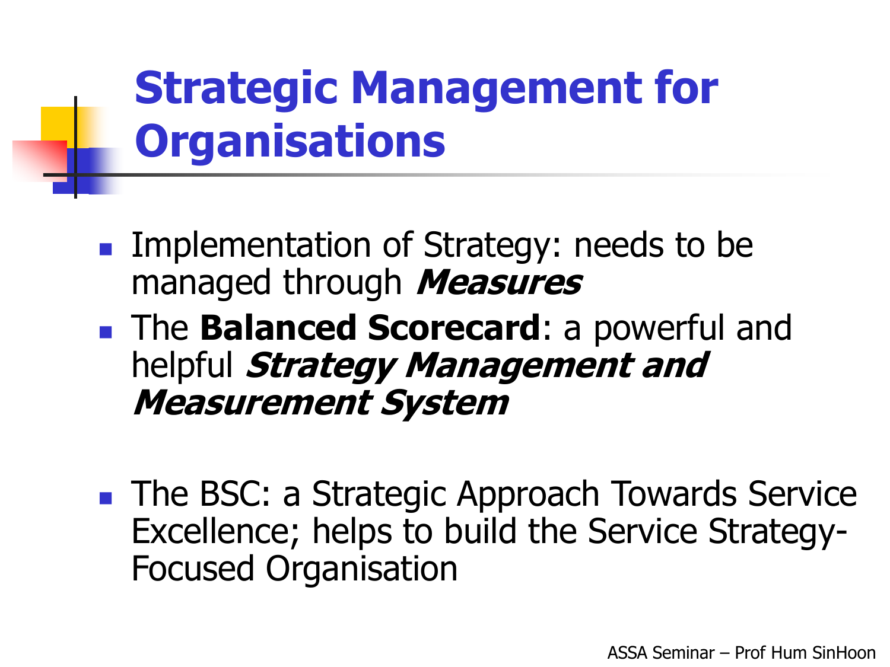# Strategic Management for Organisations

- Implementation of Strategy: needs to be managed through ***Measures***
- The **Balanced Scorecard**: a powerful and helpful ***Strategy Management and Measurement System***

- The BSC: a Strategic Approach Towards Service Excellence; helps to build the Service Strategy-Focused Organisation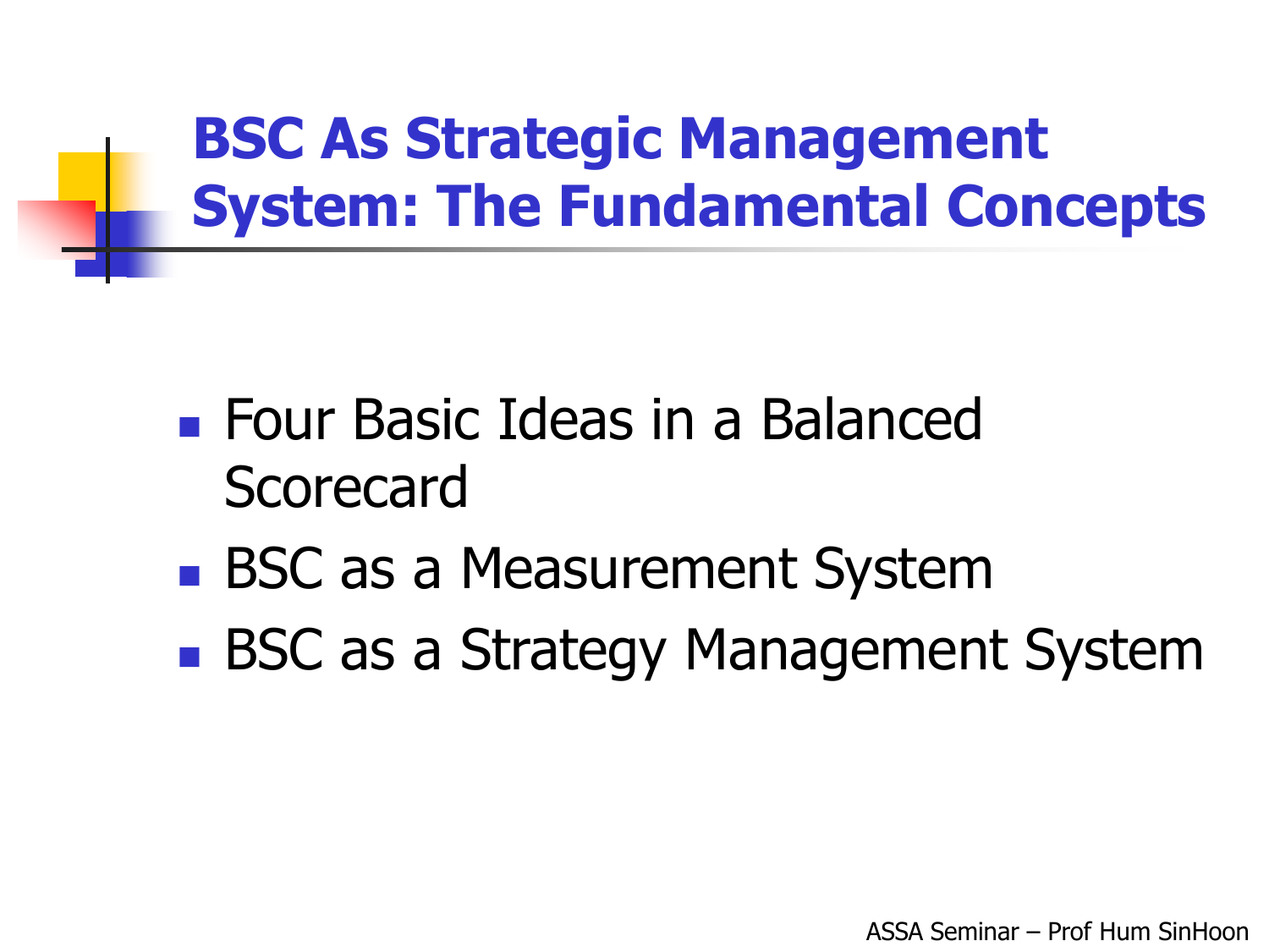# BSC As Strategic Management System: The Fundamental Concepts

- Four Basic Ideas in a Balanced Scorecard
- BSC as a Measurement System
- BSC as a Strategy Management System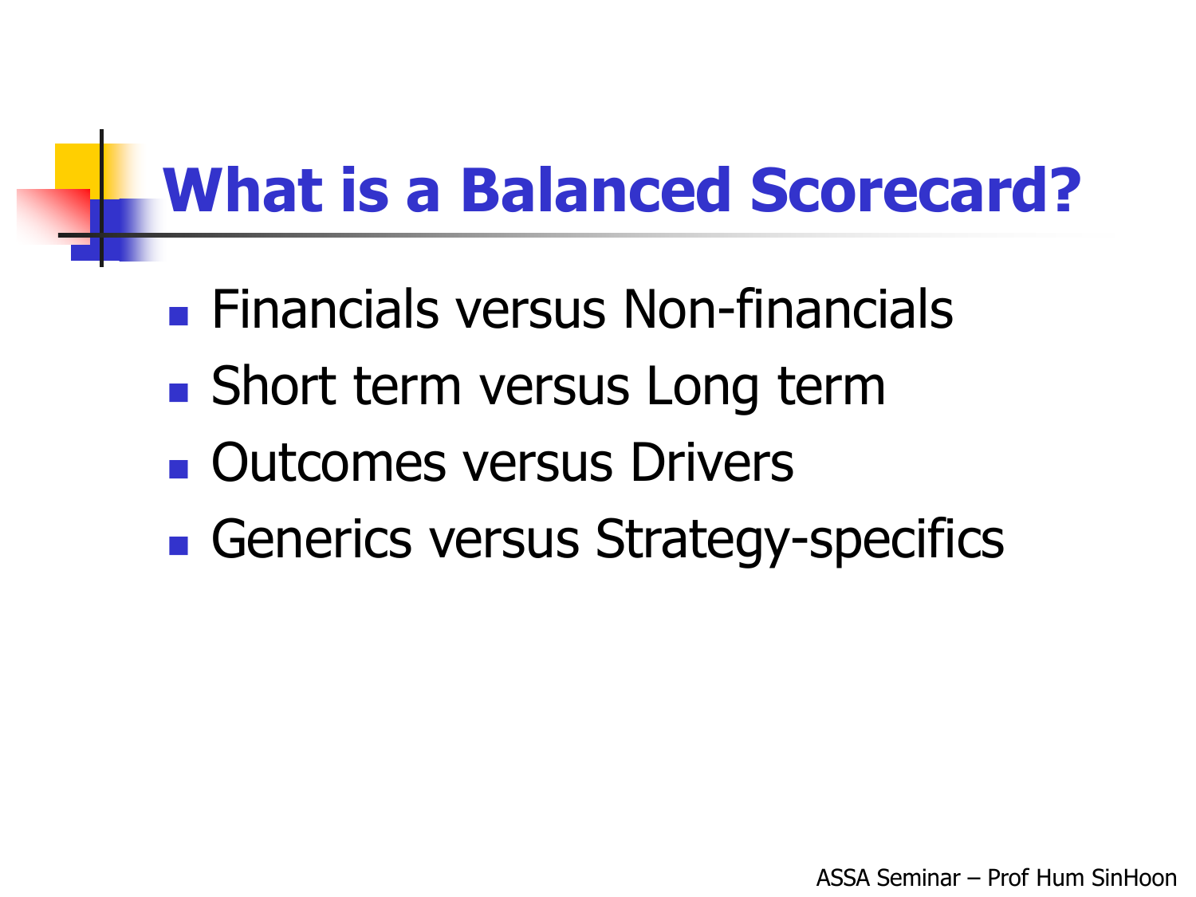# What is a Balanced Scorecard?

- Financials versus Non-financials
- Short term versus Long term
- Outcomes versus Drivers
- Generics versus Strategy-specifics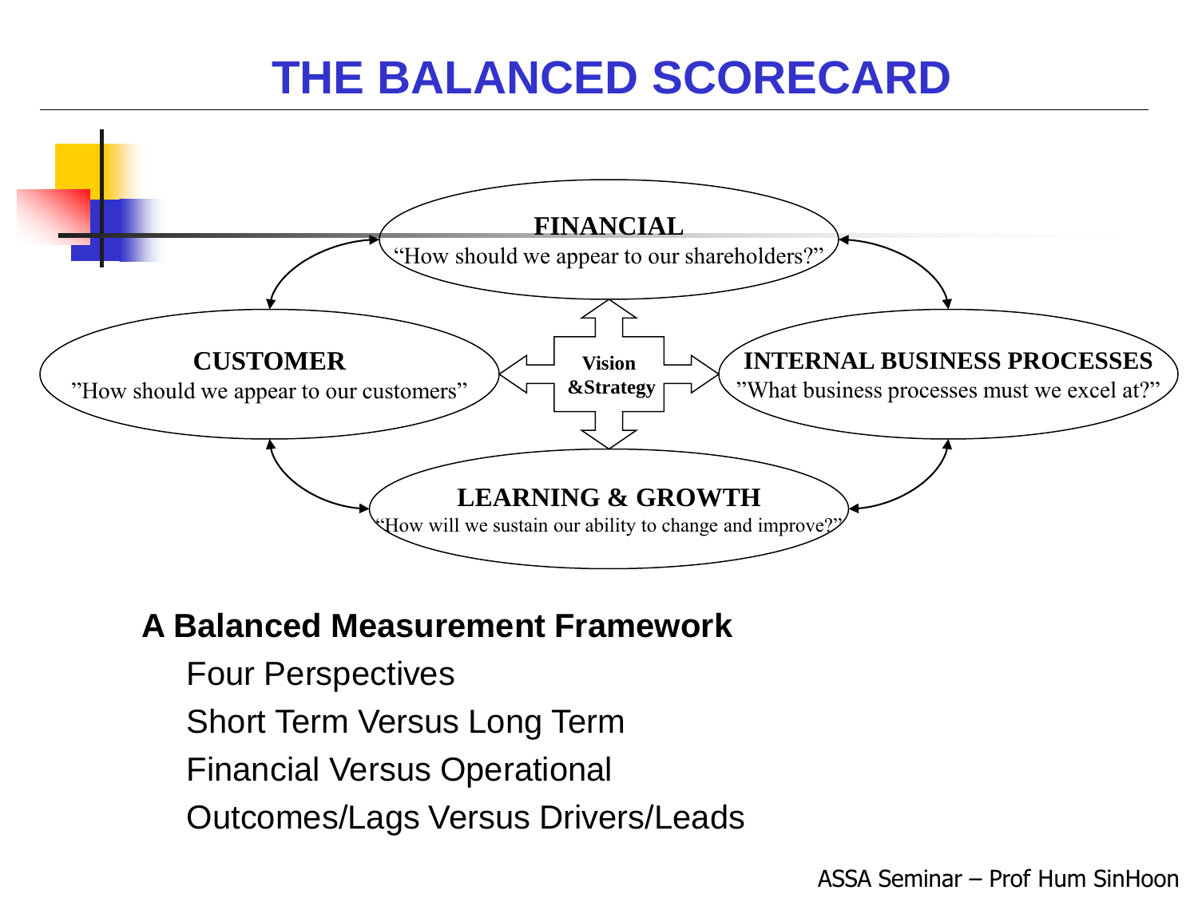# THE BALANCED SCORECARD

**FINANCIAL**
"How should we appear to our shareholders?"

**CUSTOMER**
"How should we appear to our customers"

**Vision &Strategy**

**INTERNAL BUSINESS PROCESSES**
"What business processes must we excel at?"

**LEARNING & GROWTH**
"How will we sustain our ability to change and improve?"

**A Balanced Measurement Framework**

- Four Perspectives
- Short Term Versus Long Term
- Financial Versus Operational
- Outcomes/Lags Versus Drivers/Leads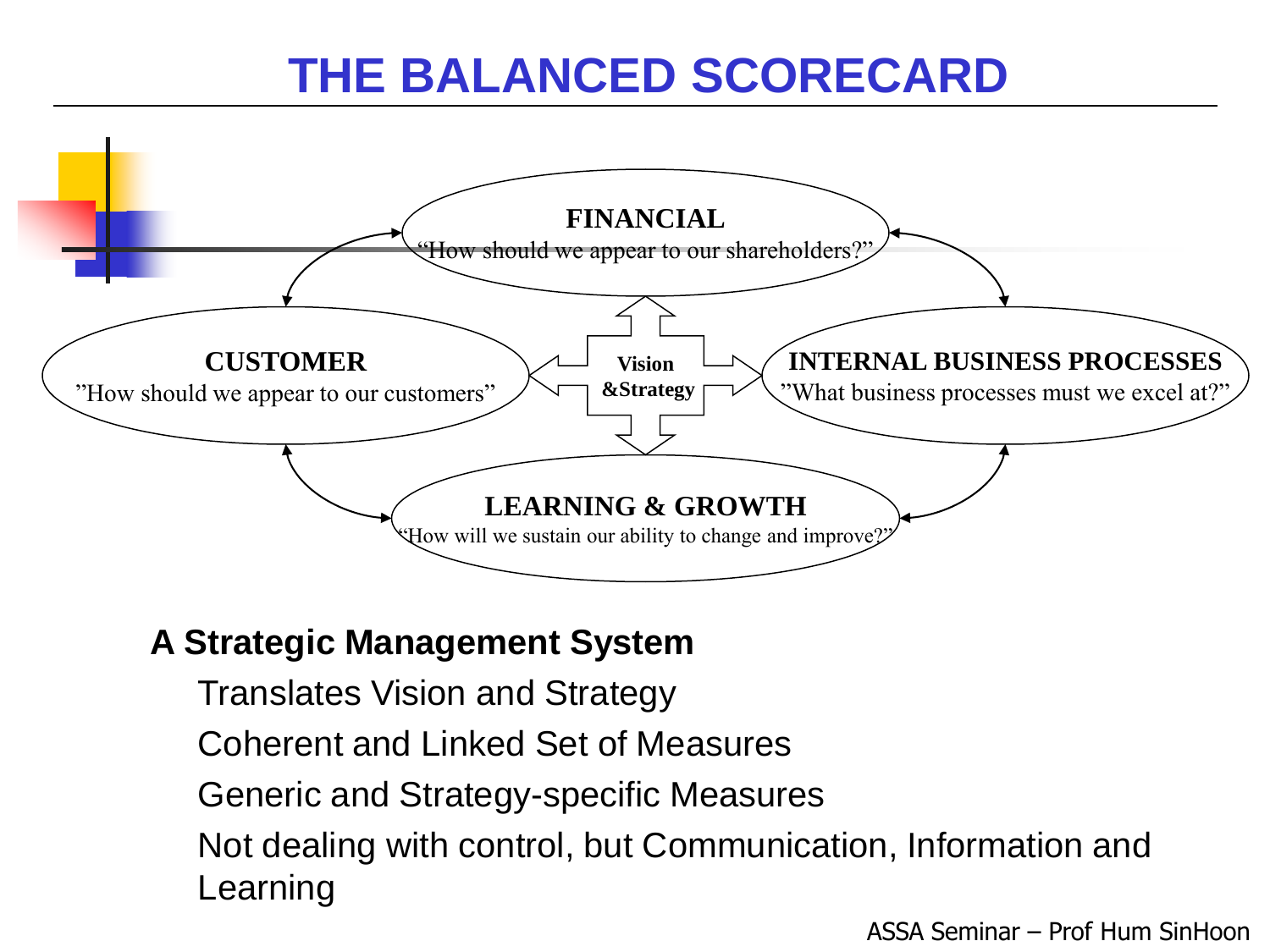# THE BALANCED SCORECARD

**FINANCIAL**
"How should we appear to our shareholders?"

**CUSTOMER**
"How should we appear to our customers"

**Vision &Strategy**

**INTERNAL BUSINESS PROCESSES**
"What business processes must we excel at?"

**LEARNING & GROWTH**
"How will we sustain our ability to change and improve?"

**A Strategic Management System**

- Translates Vision and Strategy
- Coherent and Linked Set of Measures
- Generic and Strategy-specific Measures
- Not dealing with control, but Communication, Information and Learning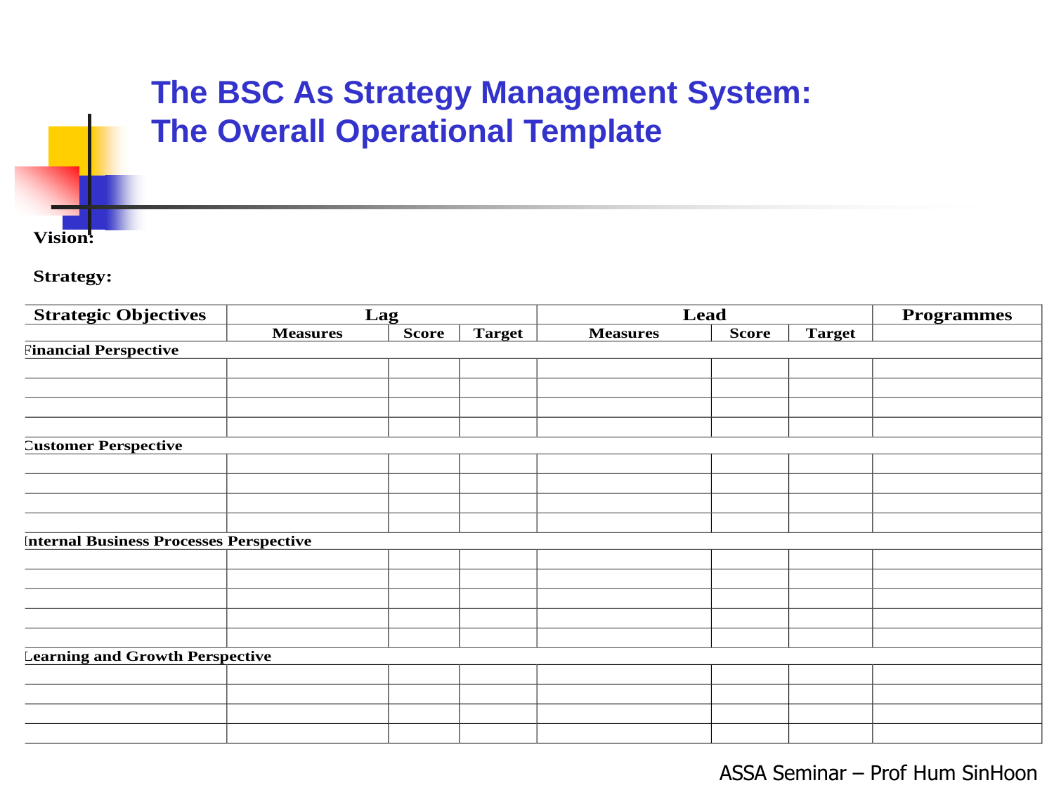# The BSC As Strategy Management System: The Overall Operational Template

**Vision:**

**Strategy:**

| Strategic Objectives | Lag | | | Lead | | | Programmes |
|---|---|---|---|---|---|---|---|
| | Measures | Score | Target | Measures | Score | Target | |
| **Financial Perspective** | | | | | | | |
| | | | | | | | |
| | | | | | | | |
| | | | | | | | |
| | | | | | | | |
| **Customer Perspective** | | | | | | | |
| | | | | | | | |
| | | | | | | | |
| | | | | | | | |
| | | | | | | | |
| **Internal Business Processes Perspective** | | | | | | | |
| | | | | | | | |
| | | | | | | | |
| | | | | | | | |
| | | | | | | | |
| | | | | | | | |
| **Learning and Growth Perspective** | | | | | | | |
| | | | | | | | |
| | | | | | | | |
| | | | | | | | |
| | | | | | | | |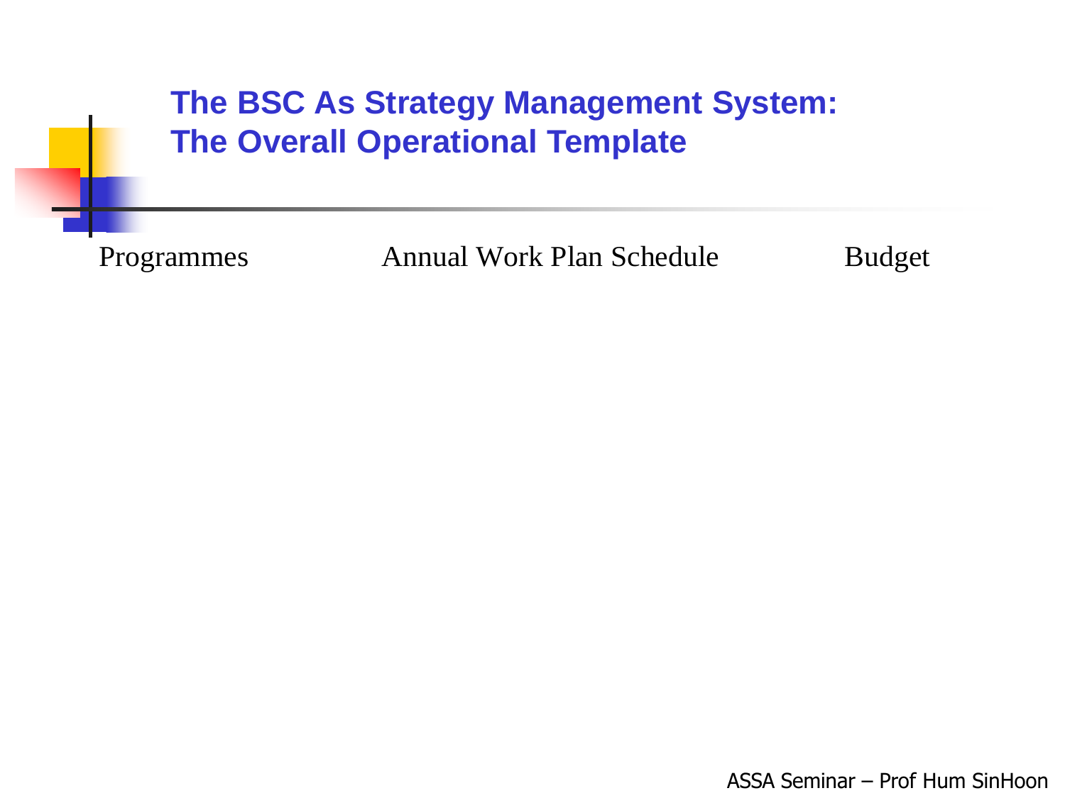# The BSC As Strategy Management System: The Overall Operational Template

Programmes | Annual Work Plan Schedule | Budget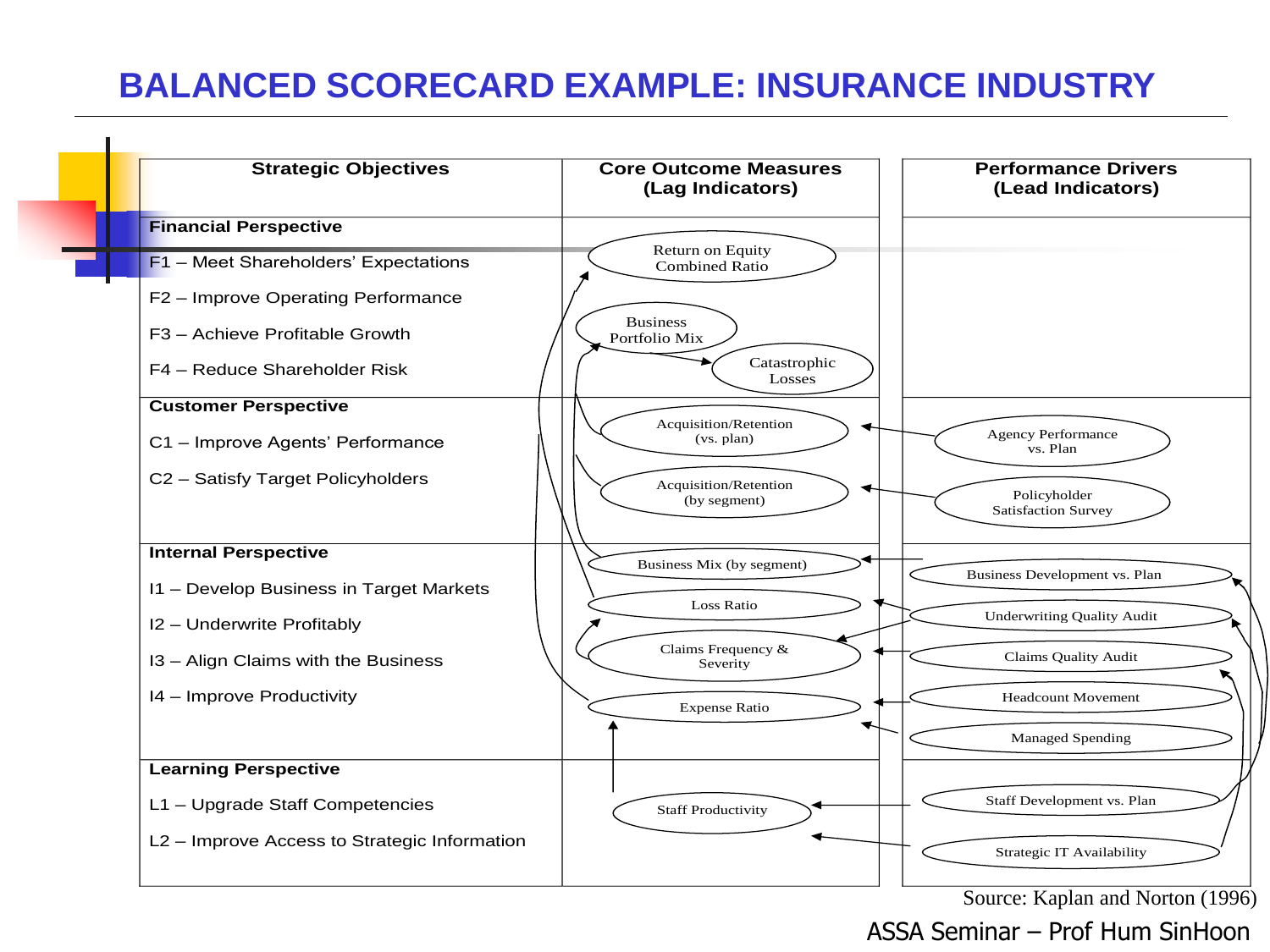# BALANCED SCORECARD EXAMPLE: INSURANCE INDUSTRY

| Strategic Objectives | Core Outcome Measures (Lag Indicators) | Performance Drivers (Lead Indicators) |
|---|---|---|
| **Financial Perspective** | | |
| F1 – Meet Shareholders' Expectations | Return on Equity, Combined Ratio | |
| F2 – Improve Operating Performance | | |
| F3 – Achieve Profitable Growth | Business Portfolio Mix | |
| F4 – Reduce Shareholder Risk | Catastrophic Losses | |
| **Customer Perspective** | | |
| C1 – Improve Agents' Performance | Acquisition/Retention (vs. plan) | Agency Performance vs. Plan |
| C2 – Satisfy Target Policyholders | Acquisition/Retention (by segment) | Policyholder Satisfaction Survey |
| **Internal Perspective** | | |
| I1 – Develop Business in Target Markets | Business Mix (by segment) | Business Development vs. Plan |
| I2 – Underwrite Profitably | Loss Ratio | Underwriting Quality Audit |
| I3 – Align Claims with the Business | Claims Frequency & Severity | Claims Quality Audit |
| I4 – Improve Productivity | Expense Ratio | Headcount Movement |
| | | Managed Spending |
| **Learning Perspective** | | |
| L1 – Upgrade Staff Competencies | Staff Productivity | Staff Development vs. Plan |
| L2 – Improve Access to Strategic Information | | Strategic IT Availability |

Source: Kaplan and Norton (1996)

ASSA Seminar – Prof Hum SinHoon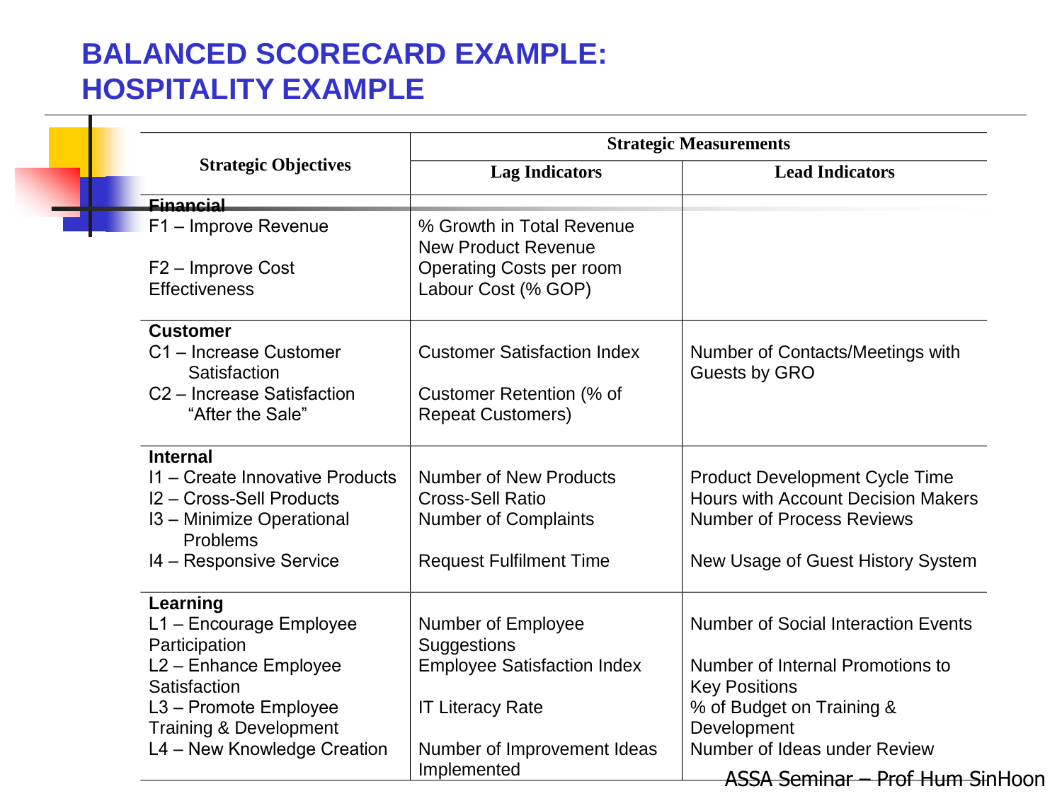# BALANCED SCORECARD EXAMPLE: HOSPITALITY EXAMPLE

| Strategic Objectives | Strategic Measurements | |
|---|---|---|
| | **Lag Indicators** | **Lead Indicators** |
| **Financial**<br>F1 – Improve Revenue<br>F2 – Improve Cost Effectiveness | % Growth in Total Revenue<br>New Product Revenue<br>Operating Costs per room<br>Labour Cost (% GOP) | |
| **Customer**<br>C1 – Increase Customer Satisfaction<br>C2 – Increase Satisfaction "After the Sale" | Customer Satisfaction Index<br>Customer Retention (% of Repeat Customers) | Number of Contacts/Meetings with Guests by GRO |
| **Internal**<br>I1 – Create Innovative Products<br>I2 – Cross-Sell Products<br>I3 – Minimize Operational Problems<br>I4 – Responsive Service | Number of New Products<br>Cross-Sell Ratio<br>Number of Complaints<br>Request Fulfilment Time | Product Development Cycle Time<br>Hours with Account Decision Makers<br>Number of Process Reviews<br>New Usage of Guest History System |
| **Learning**<br>L1 – Encourage Employee Participation<br>L2 – Enhance Employee Satisfaction<br>L3 – Promote Employee Training & Development<br>L4 – New Knowledge Creation | Number of Employee Suggestions<br>Employee Satisfaction Index<br>IT Literacy Rate<br>Number of Improvement Ideas Implemented | Number of Social Interaction Events<br>Number of Internal Promotions to Key Positions<br>% of Budget on Training & Development<br>Number of Ideas under Review |

ASSA Seminar – Prof Hum SinHoon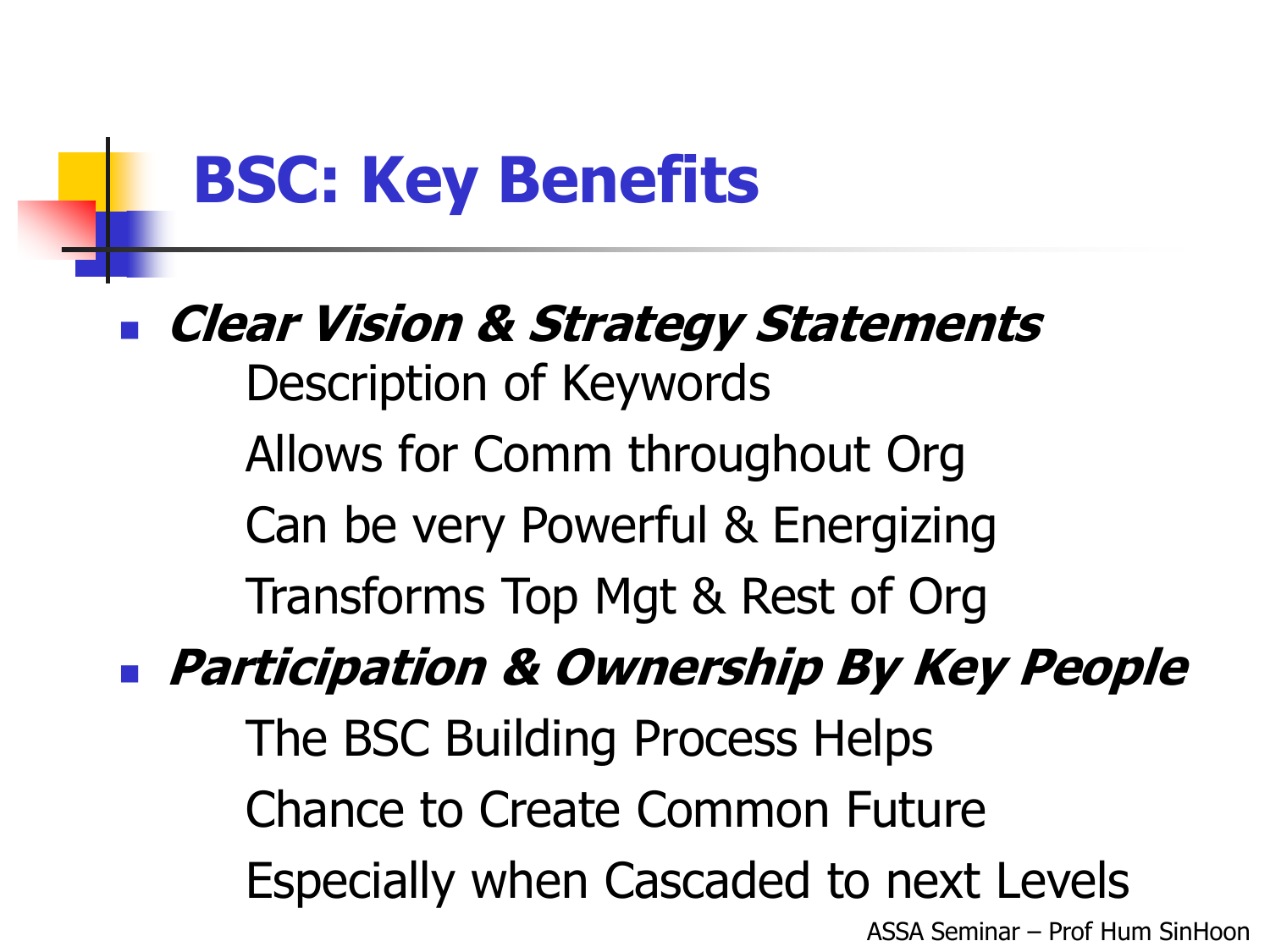# BSC: Key Benefits

- ***Clear Vision & Strategy Statements***
  - Description of Keywords
  - Allows for Comm throughout Org
  - Can be very Powerful & Energizing
  - Transforms Top Mgt & Rest of Org
- ***Participation & Ownership By Key People***
  - The BSC Building Process Helps
  - Chance to Create Common Future
  - Especially when Cascaded to next Levels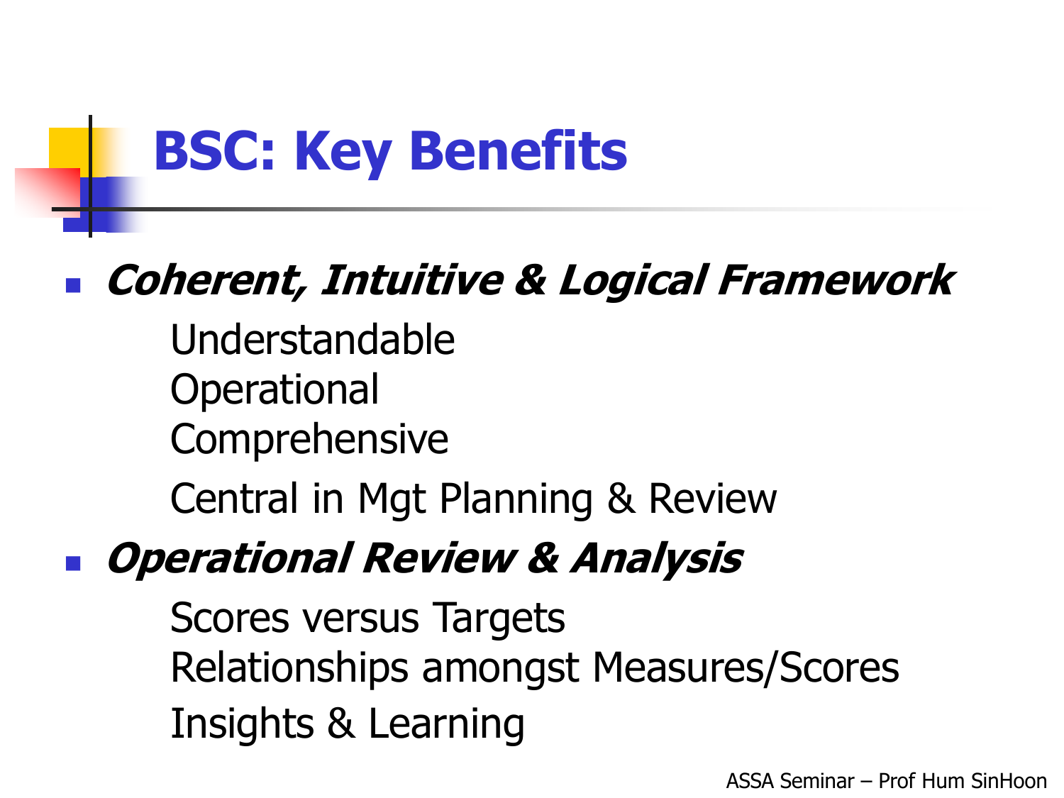# BSC: Key Benefits

- ***Coherent, Intuitive & Logical Framework***
  - Understandable
  - Operational
  - Comprehensive
  - Central in Mgt Planning & Review
- ***Operational Review & Analysis***
  - Scores versus Targets
  - Relationships amongst Measures/Scores
  - Insights & Learning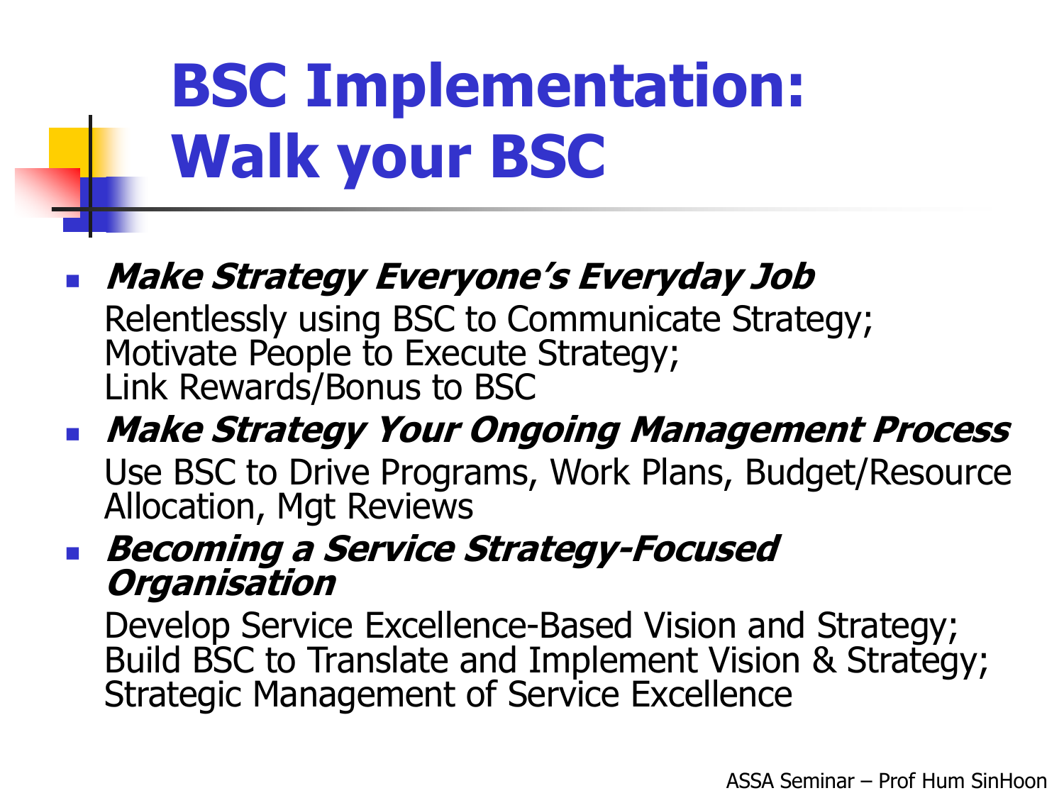# BSC Implementation: Walk your BSC

- ***Make Strategy Everyone's Everyday Job***
  Relentlessly using BSC to Communicate Strategy;
  Motivate People to Execute Strategy;
  Link Rewards/Bonus to BSC
- ***Make Strategy Your Ongoing Management Process***
  Use BSC to Drive Programs, Work Plans, Budget/Resource Allocation, Mgt Reviews
- ***Becoming a Service Strategy-Focused Organisation***
  Develop Service Excellence-Based Vision and Strategy;
  Build BSC to Translate and Implement Vision & Strategy;
  Strategic Management of Service Excellence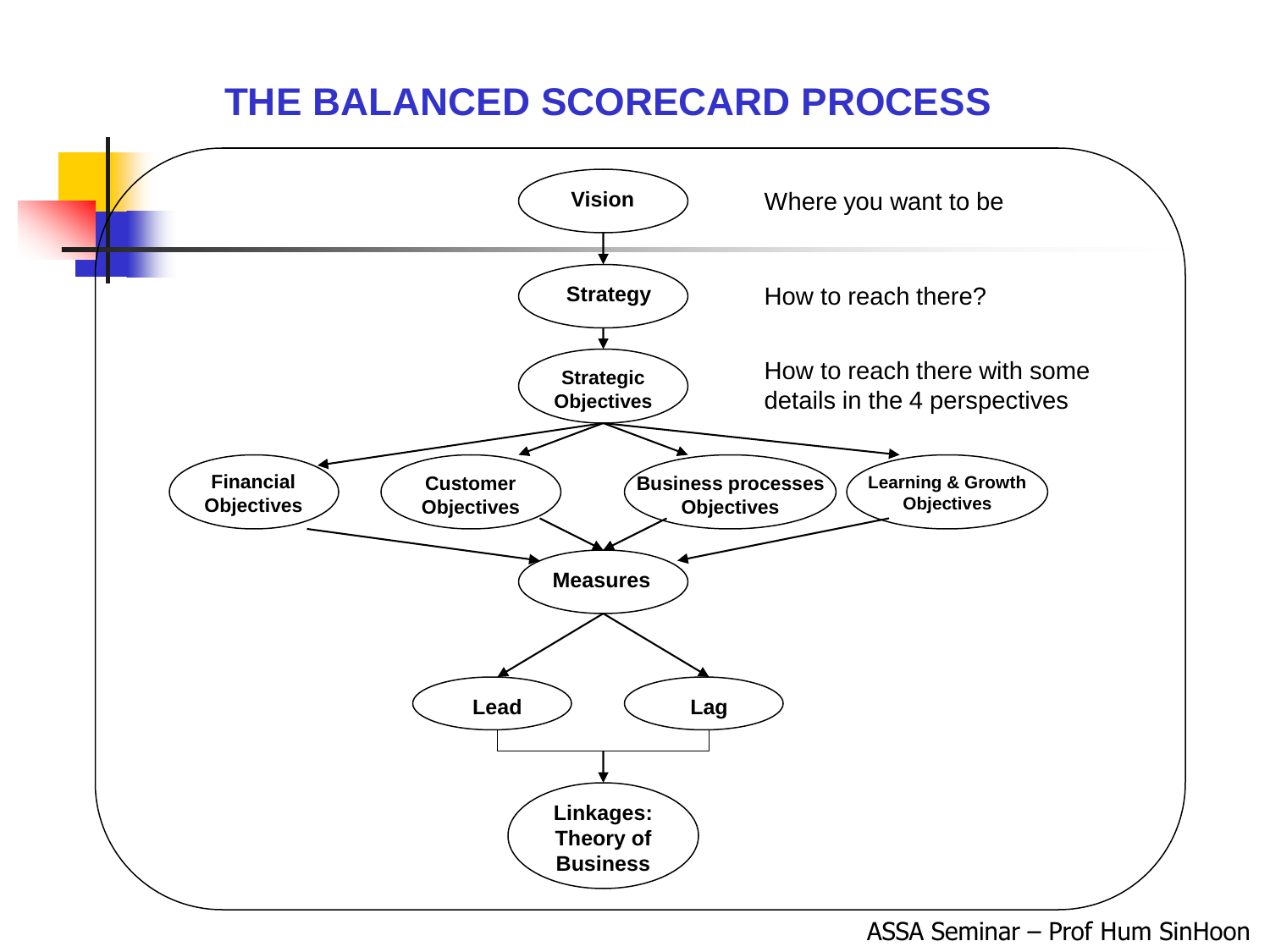# THE BALANCED SCORECARD PROCESS

Vision — Where you want to be

↓

Strategy — How to reach there?

↓

Strategic Objectives — How to reach there with some details in the 4 perspectives

↓

- Financial Objectives
- Customer Objectives
- Business processes Objectives
- Learning & Growth Objectives

↓

Measures

↓

- Lead
- Lag

↓

Linkages: Theory of Business

ASSA Seminar – Prof Hum SinHoon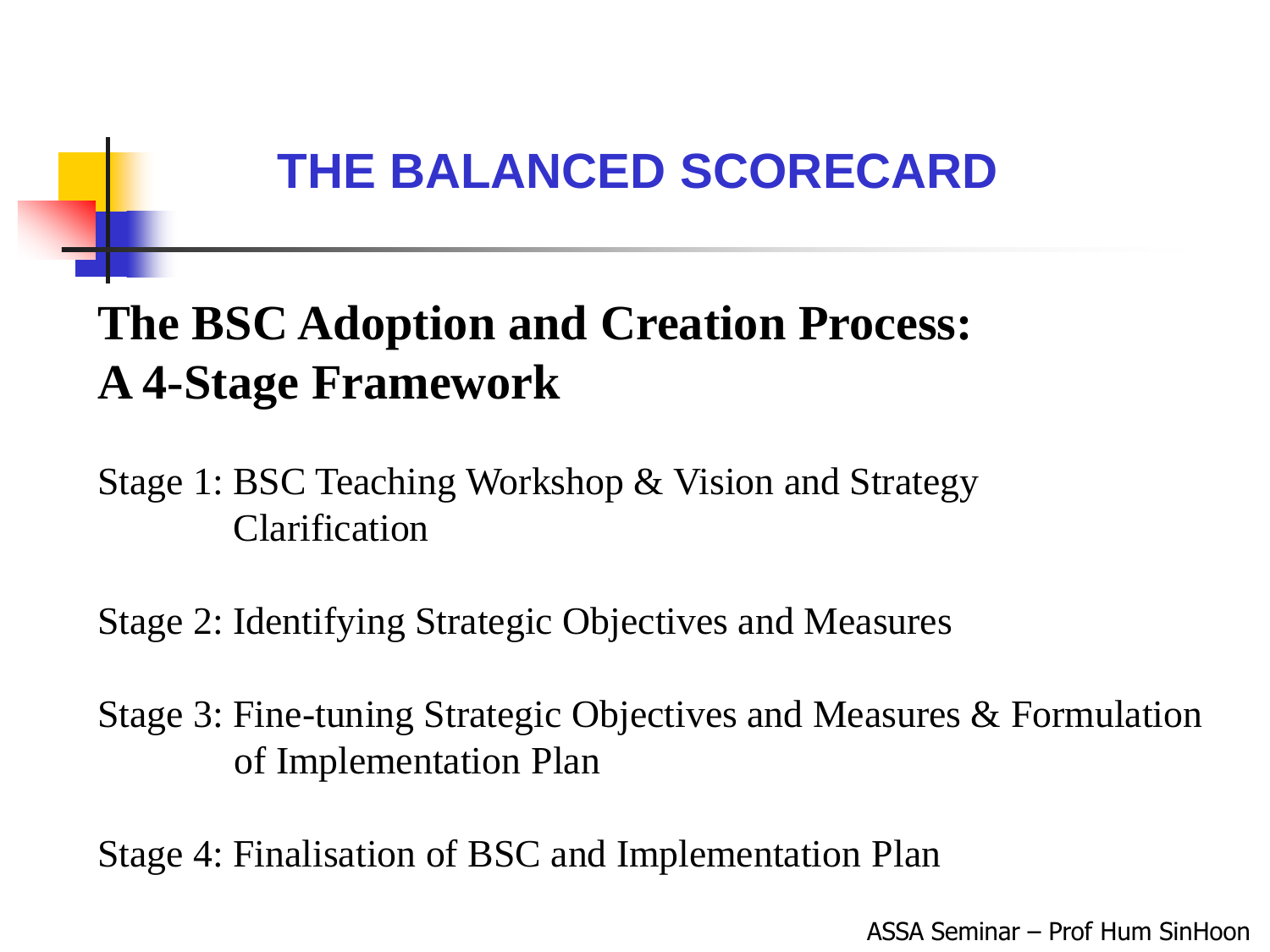# THE BALANCED SCORECARD

## The BSC Adoption and Creation Process: A 4-Stage Framework

Stage 1: BSC Teaching Workshop & Vision and Strategy Clarification

Stage 2: Identifying Strategic Objectives and Measures

Stage 3: Fine-tuning Strategic Objectives and Measures & Formulation of Implementation Plan

Stage 4: Finalisation of BSC and Implementation Plan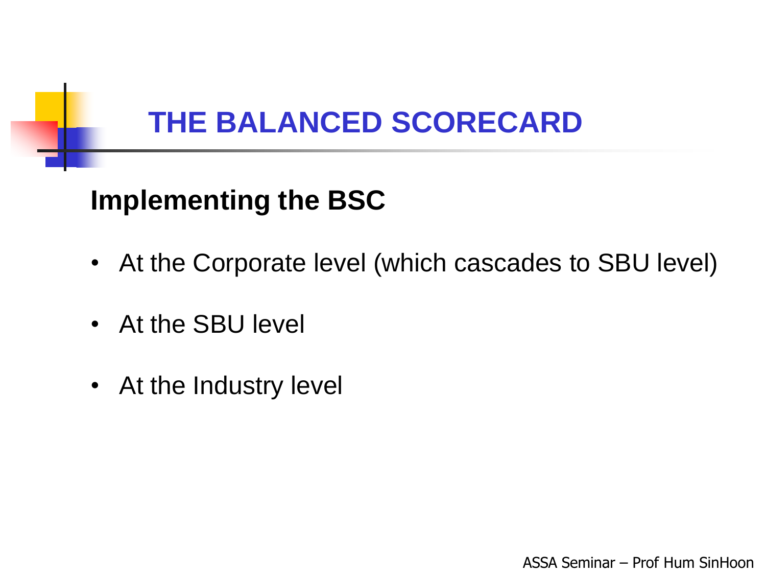# THE BALANCED SCORECARD

## Implementing the BSC

- At the Corporate level (which cascades to SBU level)
- At the SBU level
- At the Industry level